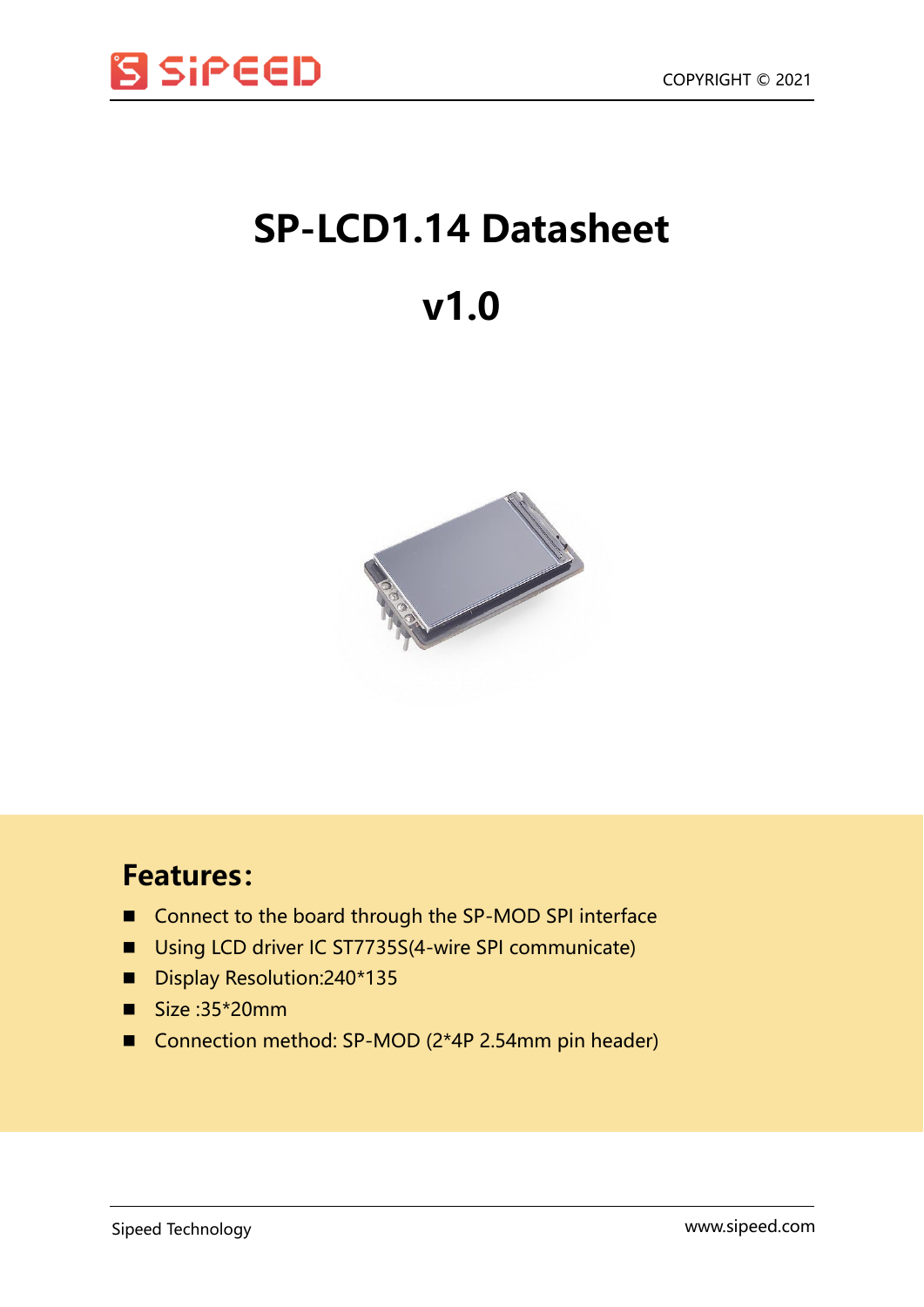# SP-LCD1.14 Datasheet

# v1.0

## Features:

- Connect to the board through the SP-MOD SPI interface
- Using LCD driver IC ST7735S(4-wire SPI communicate)
- Display Resolution:240*135
- Size :35*20mm
- Connection method: SP-MOD (2*4P 2.54mm pin header)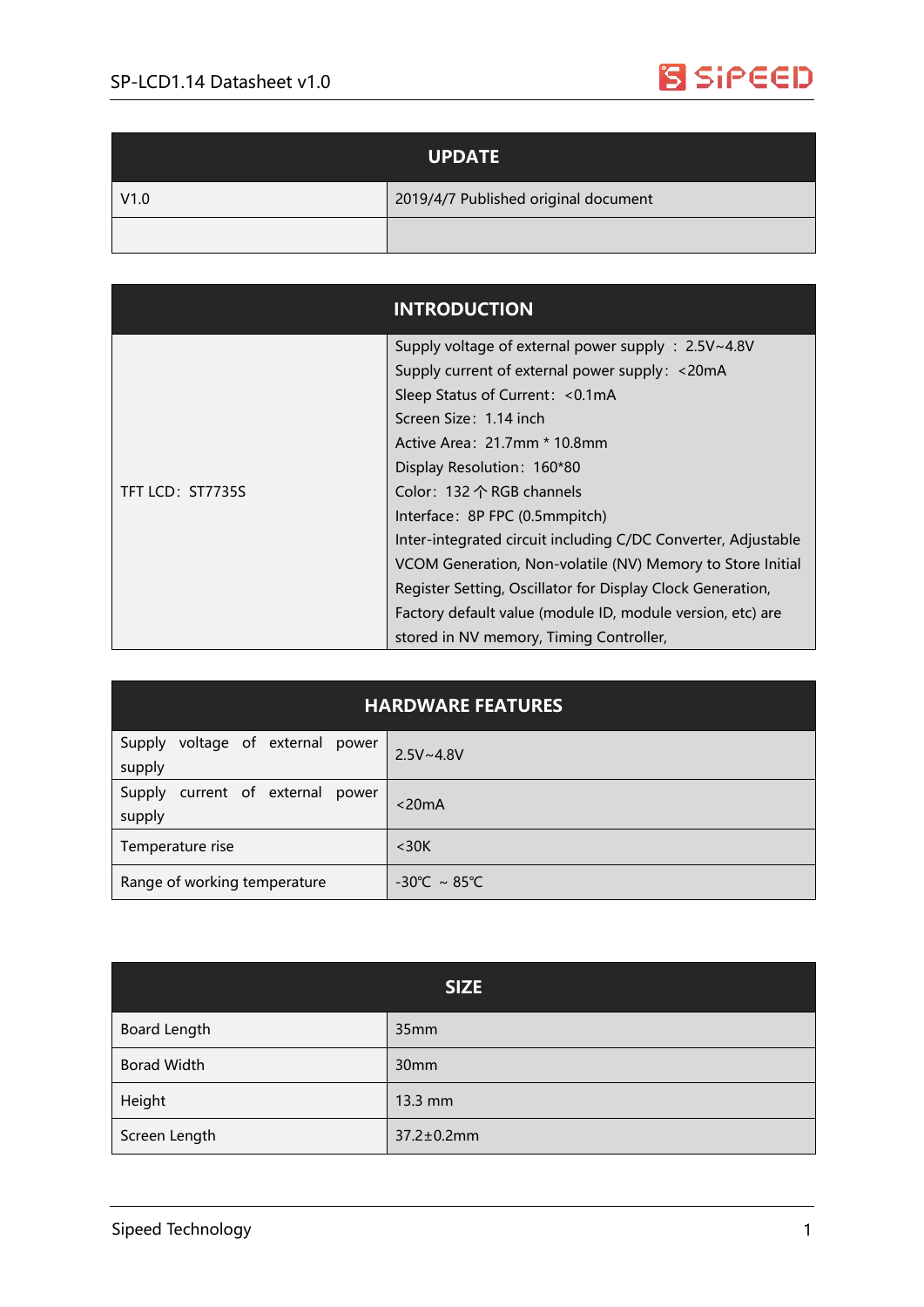| UPDATE | |
|---|---|
| V1.0 | 2019/4/7 Published original document |
| | |

| INTRODUCTION | |
|---|---|
| TFT LCD：ST7735S | Supply voltage of external power supply ：2.5V~4.8V<br>Supply current of external power supply：<20mA<br>Sleep Status of Current：<0.1mA<br>Screen Size：1.14 inch<br>Active Area：21.7mm * 10.8mm<br>Display Resolution：160*80<br>Color：132 个 RGB channels<br>Interface：8P FPC (0.5mmpitch)<br>Inter-integrated circuit including C/DC Converter, Adjustable VCOM Generation, Non-volatile (NV) Memory to Store Initial Register Setting, Oscillator for Display Clock Generation, Factory default value (module ID, module version, etc) are stored in NV memory, Timing Controller, |

| HARDWARE FEATURES | |
|---|---|
| Supply voltage of external power supply | 2.5V~4.8V |
| Supply current of external power supply | <20mA |
| Temperature rise | <30K |
| Range of working temperature | -30℃ ~ 85℃ |

| SIZE | |
|---|---|
| Board Length | 35mm |
| Borad Width | 30mm |
| Height | 13.3 mm |
| Screen Length | 37.2±0.2mm |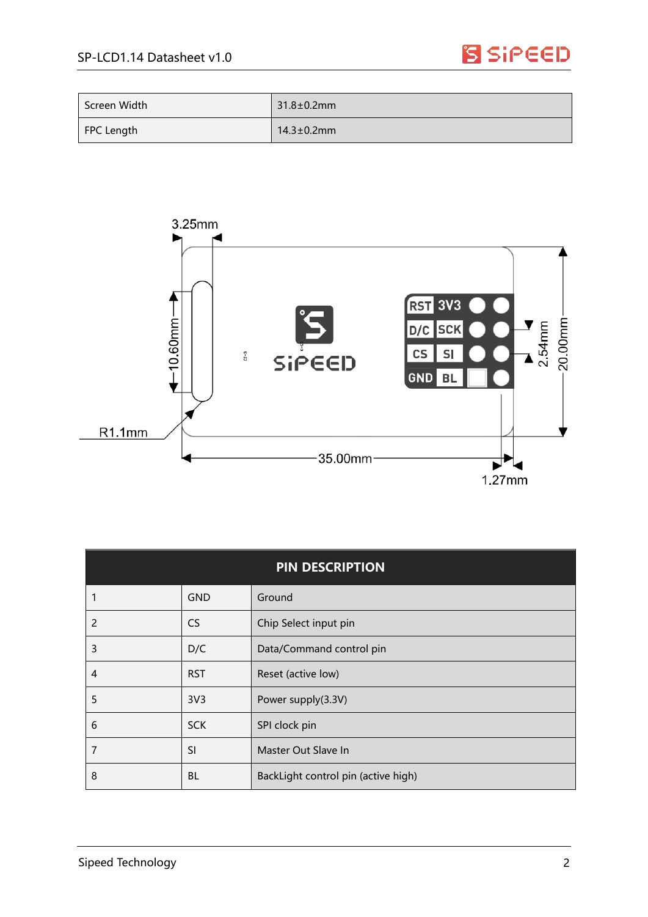| Screen Width | 31.8±0.2mm |
|---|---|
| FPC Length | 14.3±0.2mm |

| PIN DESCRIPTION | | |
|---|---|---|
| 1 | GND | Ground |
| 2 | CS | Chip Select input pin |
| 3 | D/C | Data/Command control pin |
| 4 | RST | Reset (active low) |
| 5 | 3V3 | Power supply(3.3V) |
| 6 | SCK | SPI clock pin |
| 7 | SI | Master Out Slave In |
| 8 | BL | BackLight control pin (active high) |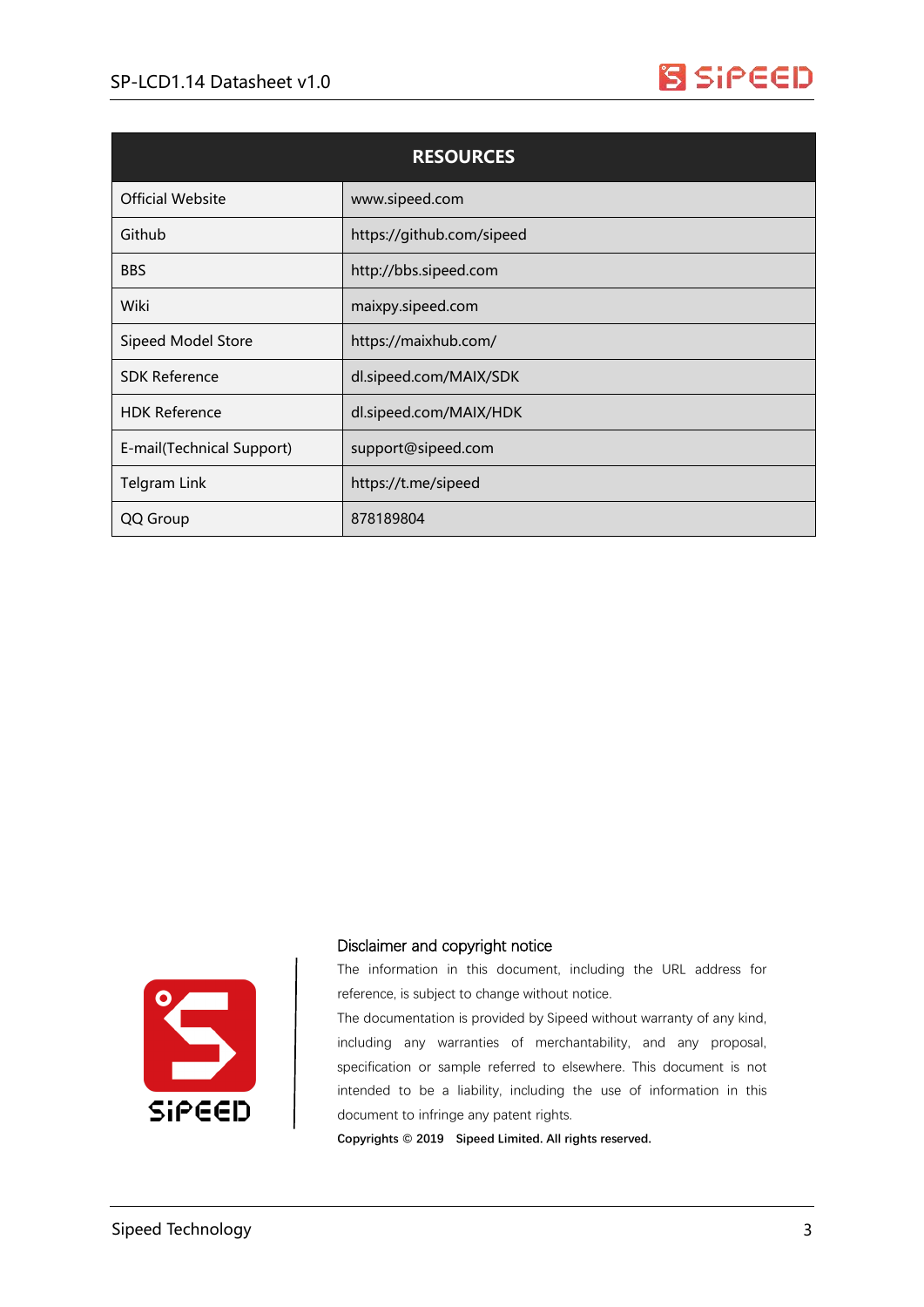| RESOURCES | |
|---|---|
| Official Website | www.sipeed.com |
| Github | https://github.com/sipeed |
| BBS | http://bbs.sipeed.com |
| Wiki | maixpy.sipeed.com |
| Sipeed Model Store | https://maixhub.com/ |
| SDK Reference | dl.sipeed.com/MAIX/SDK |
| HDK Reference | dl.sipeed.com/MAIX/HDK |
| E-mail(Technical Support) | support@sipeed.com |
| Telgram Link | https://t.me/sipeed |
| QQ Group | 878189804 |

Disclaimer and copyright notice

The information in this document, including the URL address for reference, is subject to change without notice.

The documentation is provided by Sipeed without warranty of any kind, including any warranties of merchantability, and any proposal, specification or sample referred to elsewhere. This document is not intended to be a liability, including the use of information in this document to infringe any patent rights.

**Copyrights © 2019 Sipeed Limited. All rights reserved.**